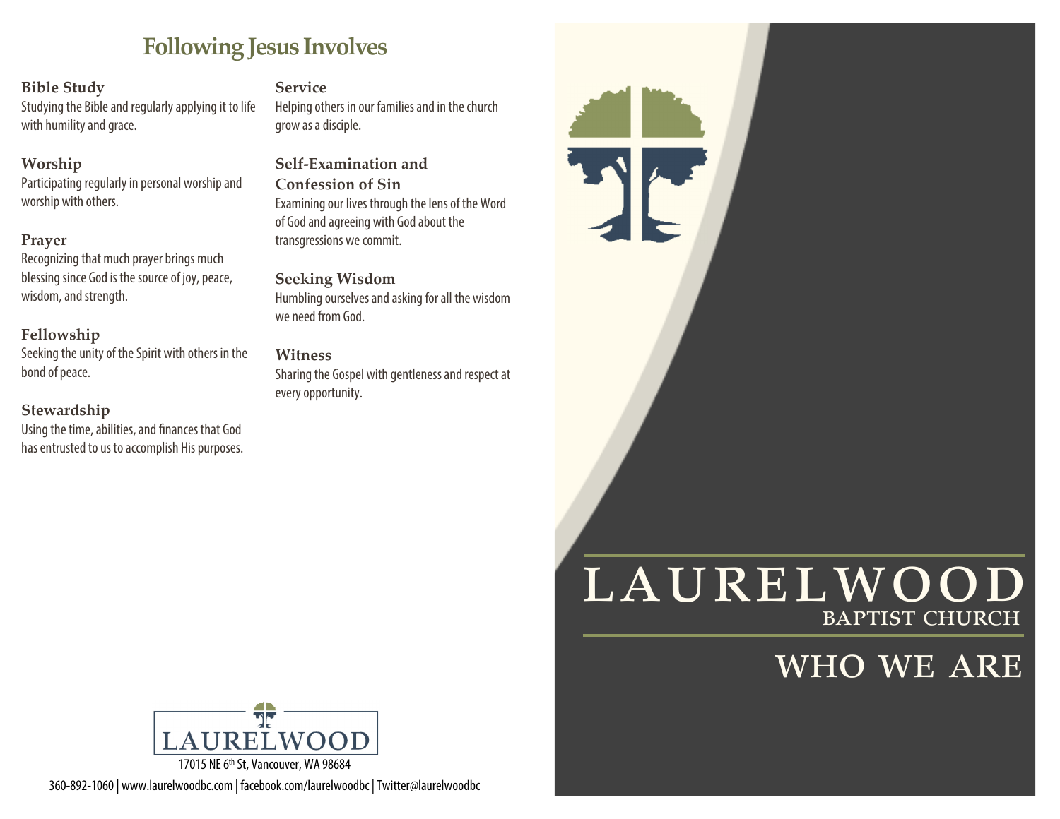## Following Jesus Involves

**Bible Study**
Studying the Bible and regularly applying it to life with humility and grace.

**Worship**
Participating regularly in personal worship and worship with others.

**Prayer**
Recognizing that much prayer brings much blessing since God is the source of joy, peace, wisdom, and strength.

**Fellowship**
Seeking the unity of the Spirit with others in the bond of peace.

**Stewardship**
Using the time, abilities, and finances that God has entrusted to us to accomplish His purposes.

**Service**
Helping others in our families and in the church grow as a disciple.

**Self-Examination and Confession of Sin**
Examining our lives through the lens of the Word of God and agreeing with God about the transgressions we commit.

**Seeking Wisdom**
Humbling ourselves and asking for all the wisdom we need from God.

**Witness**
Sharing the Gospel with gentleness and respect at every opportunity.

LAURELWOOD

17015 NE 6th St, Vancouver, WA 98684

360-892-1060 | www.laurelwoodbc.com | facebook.com/laurelwoodbc | Twitter@laurelwoodbc

# LAURELWOOD

BAPTIST CHURCH

# WHO WE ARE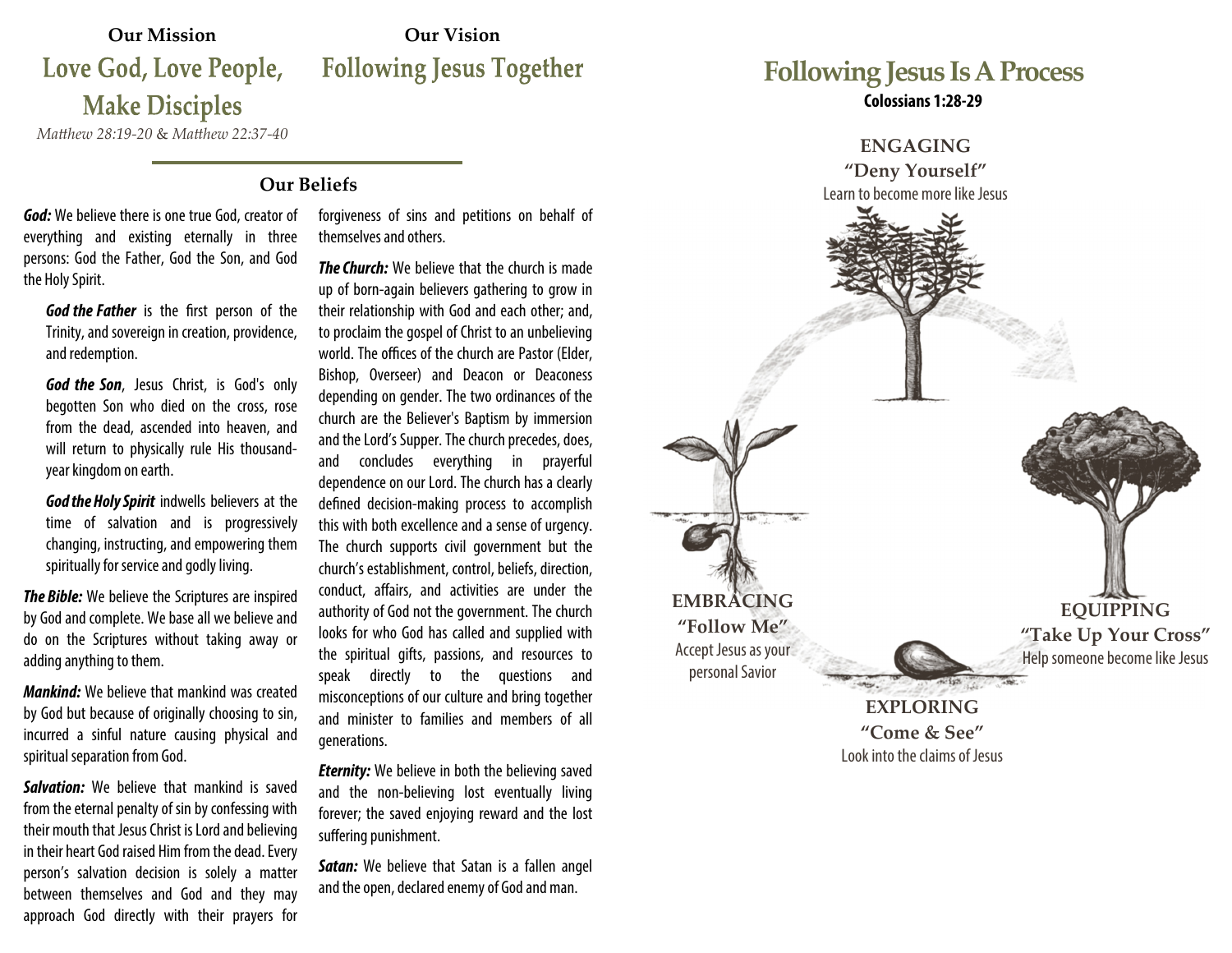**Our Mission**

## Love God, Love People, Make Disciples

*Matthew 28:19-20 & Matthew 22:37-40*

**Our Vision**

## Following Jesus Together

### Our Beliefs

***God:*** We believe there is one true God, creator of everything and existing eternally in three persons: God the Father, God the Son, and God the Holy Spirit.

***God the Father*** is the first person of the Trinity, and sovereign in creation, providence, and redemption.

***God the Son***, Jesus Christ, is God's only begotten Son who died on the cross, rose from the dead, ascended into heaven, and will return to physically rule His thousand-year kingdom on earth.

***God the Holy Spirit*** indwells believers at the time of salvation and is progressively changing, instructing, and empowering them spiritually for service and godly living.

***The Bible:*** We believe the Scriptures are inspired by God and complete. We base all we believe and do on the Scriptures without taking away or adding anything to them.

***Mankind:*** We believe that mankind was created by God but because of originally choosing to sin, incurred a sinful nature causing physical and spiritual separation from God.

***Salvation:*** We believe that mankind is saved from the eternal penalty of sin by confessing with their mouth that Jesus Christ is Lord and believing in their heart God raised Him from the dead. Every person's salvation decision is solely a matter between themselves and God and they may approach God directly with their prayers for forgiveness of sins and petitions on behalf of themselves and others.

***The Church:*** We believe that the church is made up of born-again believers gathering to grow in their relationship with God and each other; and, to proclaim the gospel of Christ to an unbelieving world. The offices of the church are Pastor (Elder, Bishop, Overseer) and Deacon or Deaconess depending on gender. The two ordinances of the church are the Believer's Baptism by immersion and the Lord's Supper. The church precedes, does, and concludes everything in prayerful dependence on our Lord. The church has a clearly defined decision-making process to accomplish this with both excellence and a sense of urgency. The church supports civil government but the church's establishment, control, beliefs, direction, conduct, affairs, and activities are under the authority of God not the government. The church looks for who God has called and supplied with the spiritual gifts, passions, and resources to speak directly to the questions and misconceptions of our culture and bring together and minister to families and members of all generations.

***Eternity:*** We believe in both the believing saved and the non-believing lost eventually living forever; the saved enjoying reward and the lost suffering punishment.

***Satan:*** We believe that Satan is a fallen angel and the open, declared enemy of God and man.

## Following Jesus Is A Process

**Colossians 1:28-29**

**ENGAGING**
**"Deny Yourself"**
Learn to become more like Jesus

**EQUIPPING**
**"Take Up Your Cross"**
Help someone become like Jesus

**EXPLORING**
**"Come & See"**
Look into the claims of Jesus

**EMBRACING**
**"Follow Me"**
Accept Jesus as your personal Savior